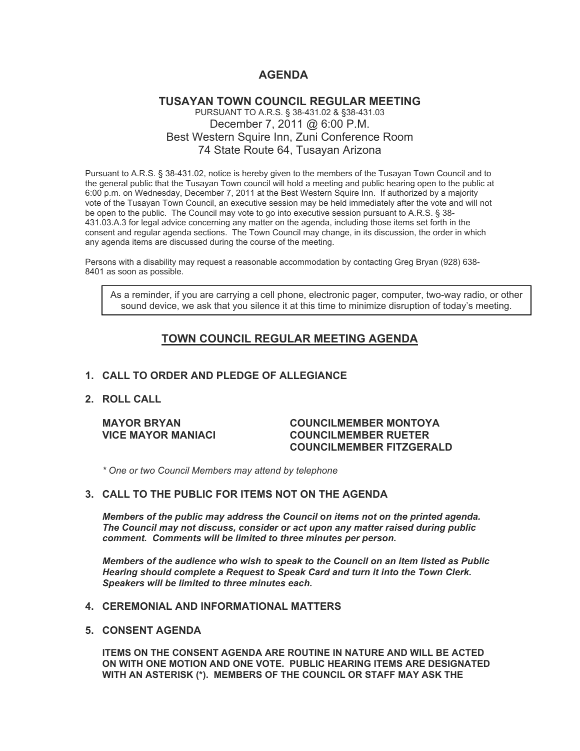# AGENDA

## TUSAYAN TOWN COUNCIL REGULAR MEETING

PURSUANT TO A.R.S. § 38-431.02 & §38-431.03
December 7, 2011 @ 6:00 P.M.
Best Western Squire Inn, Zuni Conference Room
74 State Route 64, Tusayan Arizona

Pursuant to A.R.S. § 38-431.02, notice is hereby given to the members of the Tusayan Town Council and to the general public that the Tusayan Town council will hold a meeting and public hearing open to the public at 6:00 p.m. on Wednesday, December 7, 2011 at the Best Western Squire Inn. If authorized by a majority vote of the Tusayan Town Council, an executive session may be held immediately after the vote and will not be open to the public. The Council may vote to go into executive session pursuant to A.R.S. § 38-431.03.A.3 for legal advice concerning any matter on the agenda, including those items set forth in the consent and regular agenda sections. The Town Council may change, in its discussion, the order in which any agenda items are discussed during the course of the meeting.

Persons with a disability may request a reasonable accommodation by contacting Greg Bryan (928) 638-8401 as soon as possible.

As a reminder, if you are carrying a cell phone, electronic pager, computer, two-way radio, or other sound device, we ask that you silence it at this time to minimize disruption of today's meeting.

## TOWN COUNCIL REGULAR MEETING AGENDA

**1. CALL TO ORDER AND PLEDGE OF ALLEGIANCE**

**2. ROLL CALL**

**MAYOR BRYAN**
**VICE MAYOR MANIACI**
**COUNCILMEMBER MONTOYA**
**COUNCILMEMBER RUETER**
**COUNCILMEMBER FITZGERALD**

*\* One or two Council Members may attend by telephone*

**3. CALL TO THE PUBLIC FOR ITEMS NOT ON THE AGENDA**

***Members of the public may address the Council on items not on the printed agenda. The Council may not discuss, consider or act upon any matter raised during public comment. Comments will be limited to three minutes per person.***

***Members of the audience who wish to speak to the Council on an item listed as Public Hearing should complete a Request to Speak Card and turn it into the Town Clerk. Speakers will be limited to three minutes each.***

**4. CEREMONIAL AND INFORMATIONAL MATTERS**

**5. CONSENT AGENDA**

**ITEMS ON THE CONSENT AGENDA ARE ROUTINE IN NATURE AND WILL BE ACTED ON WITH ONE MOTION AND ONE VOTE. PUBLIC HEARING ITEMS ARE DESIGNATED WITH AN ASTERISK (*). MEMBERS OF THE COUNCIL OR STAFF MAY ASK THE**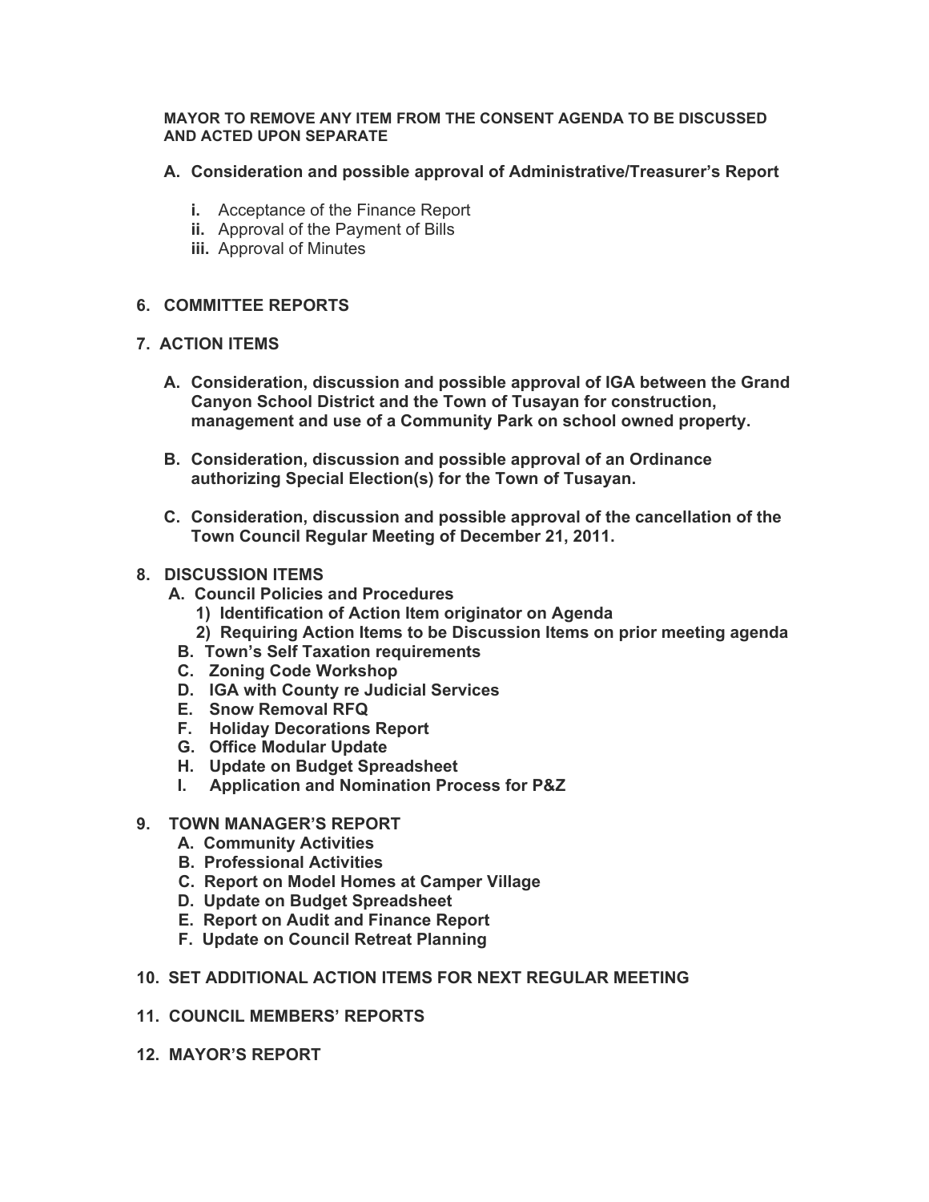**MAYOR TO REMOVE ANY ITEM FROM THE CONSENT AGENDA TO BE DISCUSSED AND ACTED UPON SEPARATE**

**A. Consideration and possible approval of Administrative/Treasurer's Report**

- **i.** Acceptance of the Finance Report
- **ii.** Approval of the Payment of Bills
- **iii.** Approval of Minutes

**6. COMMITTEE REPORTS**

**7. ACTION ITEMS**

**A. Consideration, discussion and possible approval of IGA between the Grand Canyon School District and the Town of Tusayan for construction, management and use of a Community Park on school owned property.**

**B. Consideration, discussion and possible approval of an Ordinance authorizing Special Election(s) for the Town of Tusayan.**

**C. Consideration, discussion and possible approval of the cancellation of the Town Council Regular Meeting of December 21, 2011.**

**8. DISCUSSION ITEMS**

**A. Council Policies and Procedures**
  - **1) Identification of Action Item originator on Agenda**
  - **2) Requiring Action Items to be Discussion Items on prior meeting agenda**

**B. Town's Self Taxation requirements**
**C. Zoning Code Workshop**
**D. IGA with County re Judicial Services**
**E. Snow Removal RFQ**
**F. Holiday Decorations Report**
**G. Office Modular Update**
**H. Update on Budget Spreadsheet**
**I. Application and Nomination Process for P&Z**

**9. TOWN MANAGER'S REPORT**

**A. Community Activities**
**B. Professional Activities**
**C. Report on Model Homes at Camper Village**
**D. Update on Budget Spreadsheet**
**E. Report on Audit and Finance Report**
**F. Update on Council Retreat Planning**

**10. SET ADDITIONAL ACTION ITEMS FOR NEXT REGULAR MEETING**

**11. COUNCIL MEMBERS' REPORTS**

**12. MAYOR'S REPORT**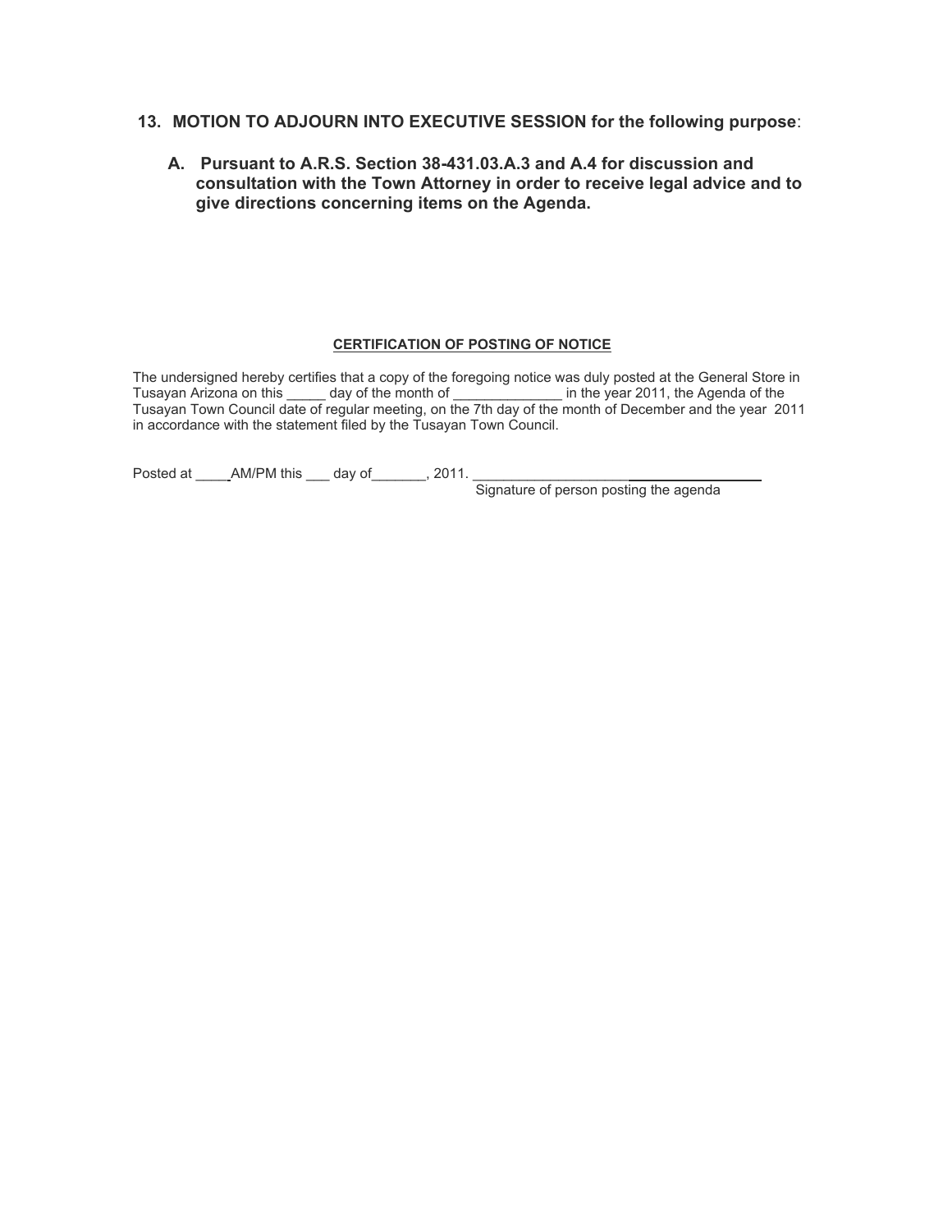**13. MOTION TO ADJOURN INTO EXECUTIVE SESSION for the following purpose**:

**A. Pursuant to A.R.S. Section 38-431.03.A.3 and A.4 for discussion and consultation with the Town Attorney in order to receive legal advice and to give directions concerning items on the Agenda.**

**CERTIFICATION OF POSTING OF NOTICE**

The undersigned hereby certifies that a copy of the foregoing notice was duly posted at the General Store in Tusayan Arizona on this _____ day of the month of ______________ in the year 2011, the Agenda of the Tusayan Town Council date of regular meeting, on the 7th day of the month of December and the year 2011 in accordance with the statement filed by the Tusayan Town Council.

Posted at _____AM/PM this ___ day of_______, 2011. ____________________________________

Signature of person posting the agenda